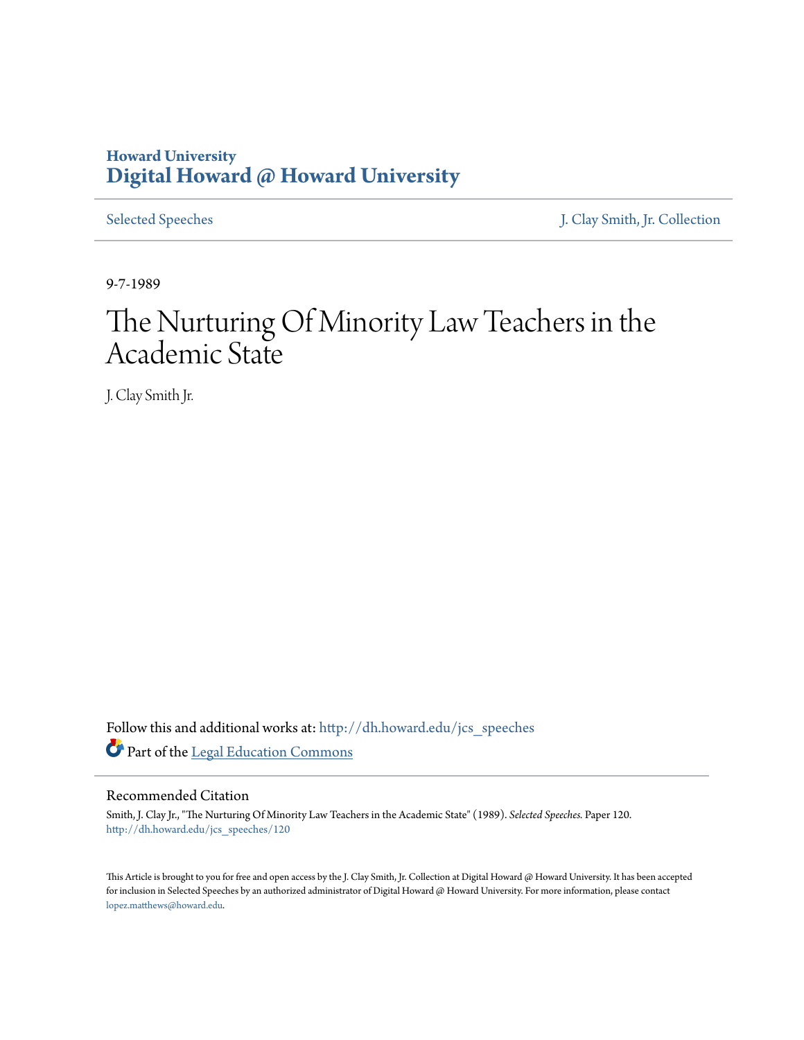Howard University
**Digital Howard @ Howard University**

Selected Speeches | J. Clay Smith, Jr. Collection

9-7-1989

# The Nurturing Of Minority Law Teachers in the Academic State

J. Clay Smith Jr.

Follow this and additional works at: http://dh.howard.edu/jcs_speeches

Part of the Legal Education Commons

## Recommended Citation

Smith, J. Clay Jr., "The Nurturing Of Minority Law Teachers in the Academic State" (1989). *Selected Speeches.* Paper 120. http://dh.howard.edu/jcs_speeches/120

This Article is brought to you for free and open access by the J. Clay Smith, Jr. Collection at Digital Howard @ Howard University. It has been accepted for inclusion in Selected Speeches by an authorized administrator of Digital Howard @ Howard University. For more information, please contact lopez.matthews@howard.edu.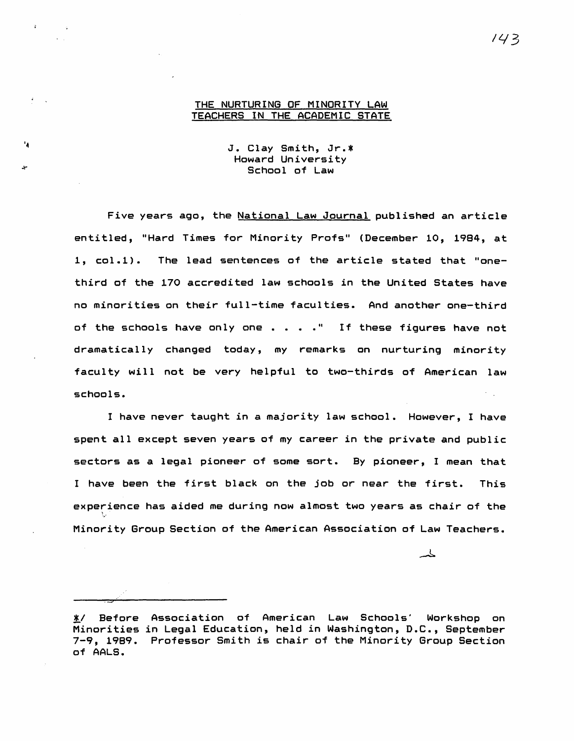# THE NURTURING OF MINORITY LAW TEACHERS IN THE ACADEMIC STATE

J. Clay Smith, Jr.*
Howard University
School of Law

Five years ago, the National Law Journal published an article entitled, "Hard Times for Minority Profs" (December 10, 1984, at 1, col.1). The lead sentences of the article stated that "one-third of the 170 accredited law schools in the United States have no minorities on their full-time faculties. And another one-third of the schools have only one . . . ." If these figures have not dramatically changed today, my remarks on nurturing minority faculty will not be very helpful to two-thirds of American law schools.

I have never taught in a majority law school. However, I have spent all except seven years of my career in the private and public sectors as a legal pioneer of some sort. By pioneer, I mean that I have been the first black on the job or near the first. This experience has aided me during now almost two years as chair of the Minority Group Section of the American Association of Law Teachers.

---

*/ Before Association of American Law Schools' Workshop on Minorities in Legal Education, held in Washington, D.C., September 7-9, 1989. Professor Smith is chair of the Minority Group Section of AALS.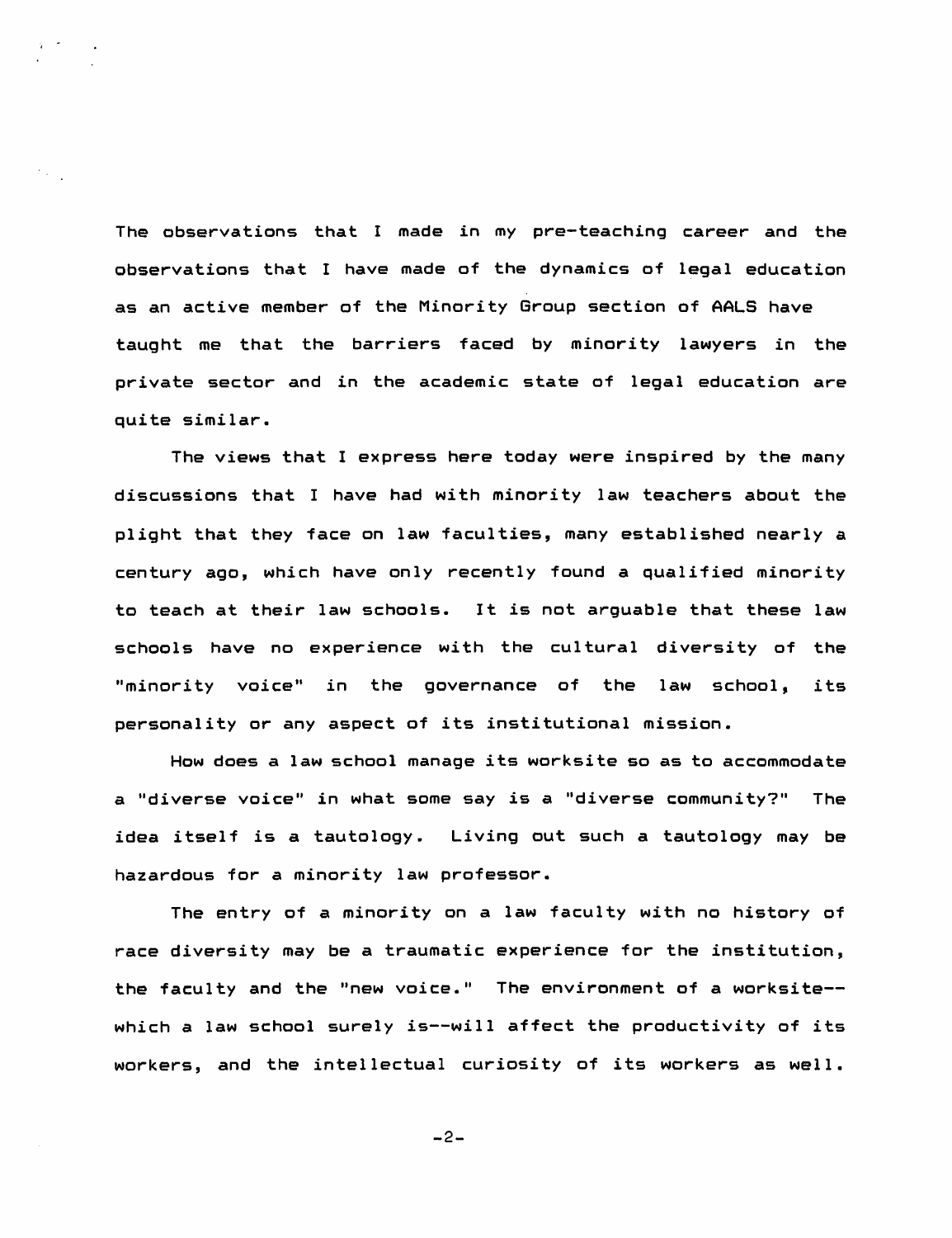The observations that I made in my pre-teaching career and the observations that I have made of the dynamics of legal education as an active member of the Minority Group section of AALS have taught me that the barriers faced by minority lawyers in the private sector and in the academic state of legal education are quite similar.

The views that I express here today were inspired by the many discussions that I have had with minority law teachers about the plight that they face on law faculties, many established nearly a century ago, which have only recently found a qualified minority to teach at their law schools. It is not arguable that these law schools have no experience with the cultural diversity of the "minority voice" in the governance of the law school, its personality or any aspect of its institutional mission.

How does a law school manage its worksite so as to accommodate a "diverse voice" in what some say is a "diverse community?" The idea itself is a tautology. Living out such a tautology may be hazardous for a minority law professor.

The entry of a minority on a law faculty with no history of race diversity may be a traumatic experience for the institution, the faculty and the "new voice." The environment of a worksite--which a law school surely is--will affect the productivity of its workers, and the intellectual curiosity of its workers as well.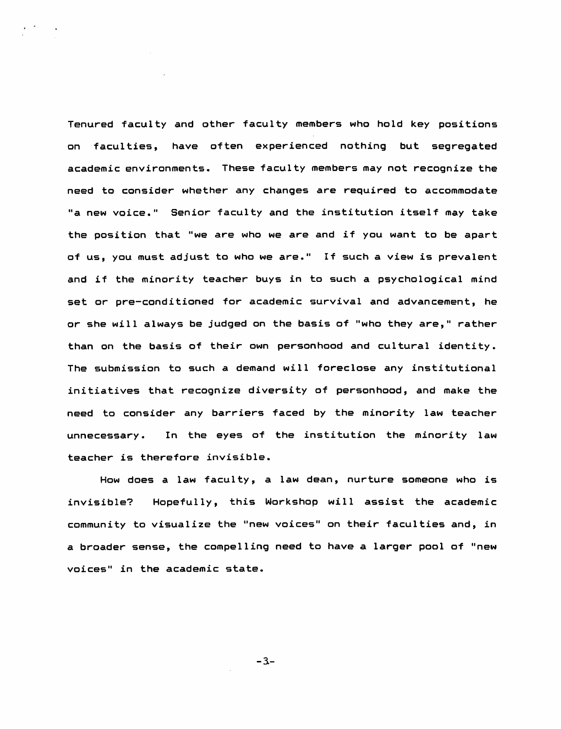Tenured faculty and other faculty members who hold key positions on faculties, have often experienced nothing but segregated academic environments. These faculty members may not recognize the need to consider whether any changes are required to accommodate "a new voice." Senior faculty and the institution itself may take the position that "we are who we are and if you want to be apart of us, you must adjust to who we are." If such a view is prevalent and if the minority teacher buys in to such a psychological mind set or pre-conditioned for academic survival and advancement, he or she will always be judged on the basis of "who they are," rather than on the basis of their own personhood and cultural identity. The submission to such a demand will foreclose any institutional initiatives that recognize diversity of personhood, and make the need to consider any barriers faced by the minority law teacher unnecessary. In the eyes of the institution the minority law teacher is therefore invisible.

How does a law faculty, a law dean, nurture someone who is invisible? Hopefully, this Workshop will assist the academic community to visualize the "new voices" on their faculties and, in a broader sense, the compelling need to have a larger pool of "new voices" in the academic state.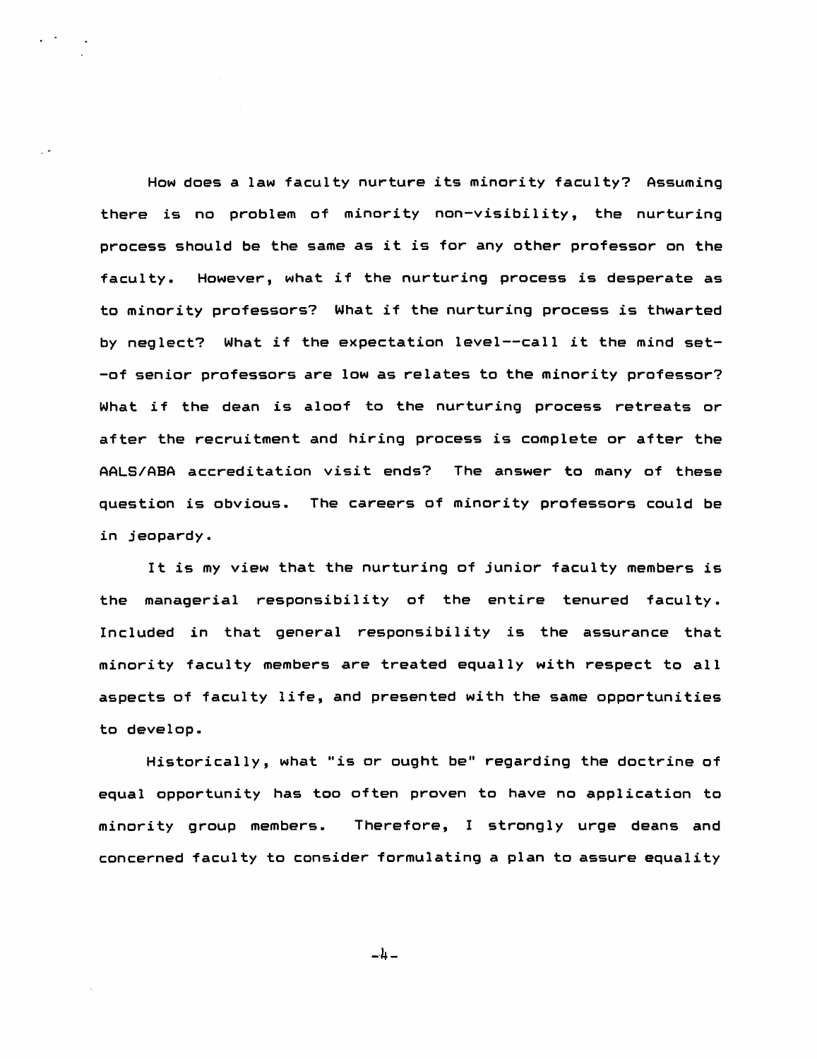How does a law faculty nurture its minority faculty? Assuming there is no problem of minority non-visibility, the nurturing process should be the same as it is for any other professor on the faculty. However, what if the nurturing process is desperate as to minority professors? What if the nurturing process is thwarted by neglect? What if the expectation level--call it the mind set--of senior professors are low as relates to the minority professor? What if the dean is aloof to the nurturing process retreats or after the recruitment and hiring process is complete or after the AALS/ABA accreditation visit ends? The answer to many of these question is obvious. The careers of minority professors could be in jeopardy.

It is my view that the nurturing of junior faculty members is the managerial responsibility of the entire tenured faculty. Included in that general responsibility is the assurance that minority faculty members are treated equally with respect to all aspects of faculty life, and presented with the same opportunities to develop.

Historically, what "is or ought be" regarding the doctrine of equal opportunity has too often proven to have no application to minority group members. Therefore, I strongly urge deans and concerned faculty to consider formulating a plan to assure equality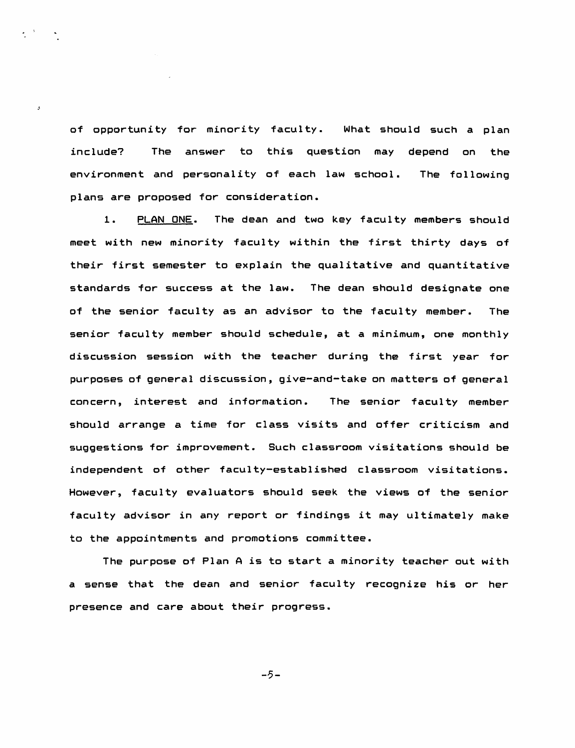of opportunity for minority faculty. What should such a plan include? The answer to this question may depend on the environment and personality of each law school. The following plans are proposed for consideration.

1. PLAN ONE. The dean and two key faculty members should meet with new minority faculty within the first thirty days of their first semester to explain the qualitative and quantitative standards for success at the law. The dean should designate one of the senior faculty as an advisor to the faculty member. The senior faculty member should schedule, at a minimum, one monthly discussion session with the teacher during the first year for purposes of general discussion, give-and-take on matters of general concern, interest and information. The senior faculty member should arrange a time for class visits and offer criticism and suggestions for improvement. Such classroom visitations should be independent of other faculty-established classroom visitations. However, faculty evaluators should seek the views of the senior faculty advisor in any report or findings it may ultimately make to the appointments and promotions committee.

The purpose of Plan A is to start a minority teacher out with a sense that the dean and senior faculty recognize his or her presence and care about their progress.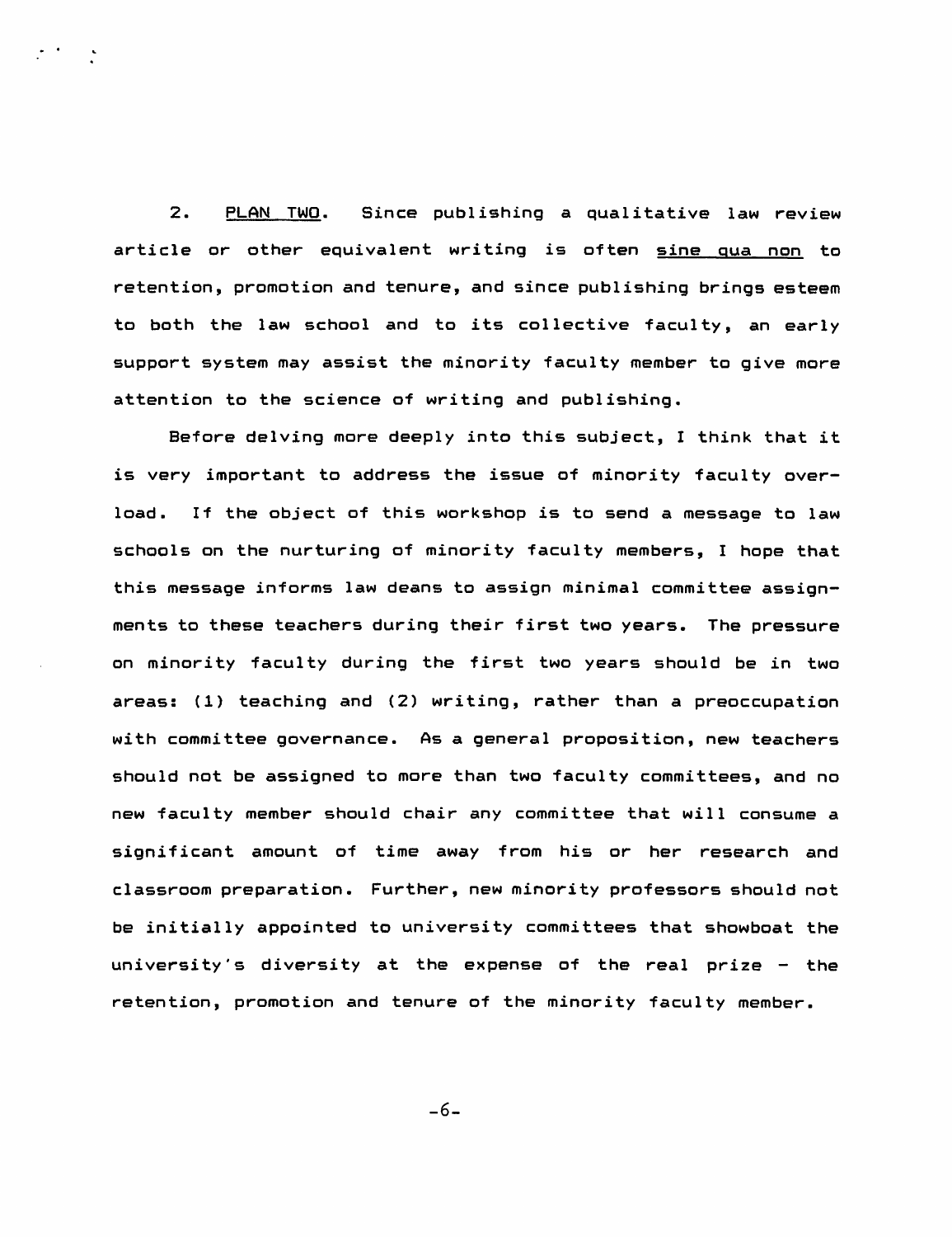2. <u>PLAN TWO</u>. Since publishing a qualitative law review article or other equivalent writing is often <u>sine qua non</u> to retention, promotion and tenure, and since publishing brings esteem to both the law school and to its collective faculty, an early support system may assist the minority faculty member to give more attention to the science of writing and publishing.

Before delving more deeply into this subject, I think that it is very important to address the issue of minority faculty overload. If the object of this workshop is to send a message to law schools on the nurturing of minority faculty members, I hope that this message informs law deans to assign minimal committee assignments to these teachers during their first two years. The pressure on minority faculty during the first two years should be in two areas: (1) teaching and (2) writing, rather than a preoccupation with committee governance. As a general proposition, new teachers should not be assigned to more than two faculty committees, and no new faculty member should chair any committee that will consume a significant amount of time away from his or her research and classroom preparation. Further, new minority professors should not be initially appointed to university committees that showboat the university's diversity at the expense of the real prize – the retention, promotion and tenure of the minority faculty member.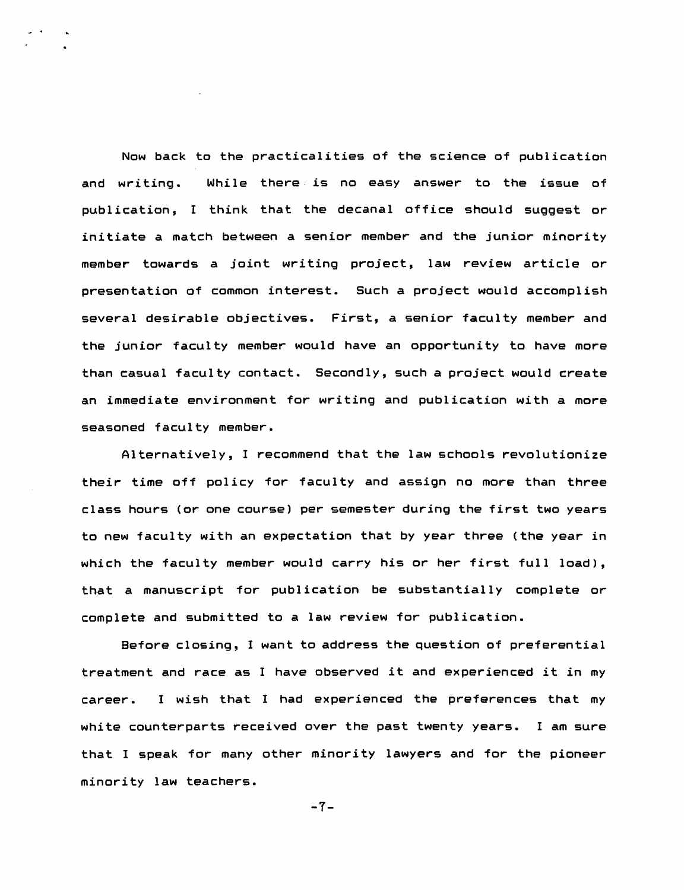Now back to the practicalities of the science of publication and writing. While there is no easy answer to the issue of publication, I think that the decanal office should suggest or initiate a match between a senior member and the junior minority member towards a joint writing project, law review article or presentation of common interest. Such a project would accomplish several desirable objectives. First, a senior faculty member and the junior faculty member would have an opportunity to have more than casual faculty contact. Secondly, such a project would create an immediate environment for writing and publication with a more seasoned faculty member.

Alternatively, I recommend that the law schools revolutionize their time off policy for faculty and assign no more than three class hours (or one course) per semester during the first two years to new faculty with an expectation that by year three (the year in which the faculty member would carry his or her first full load), that a manuscript for publication be substantially complete or complete and submitted to a law review for publication.

Before closing, I want to address the question of preferential treatment and race as I have observed it and experienced it in my career. I wish that I had experienced the preferences that my white counterparts received over the past twenty years. I am sure that I speak for many other minority lawyers and for the pioneer minority law teachers.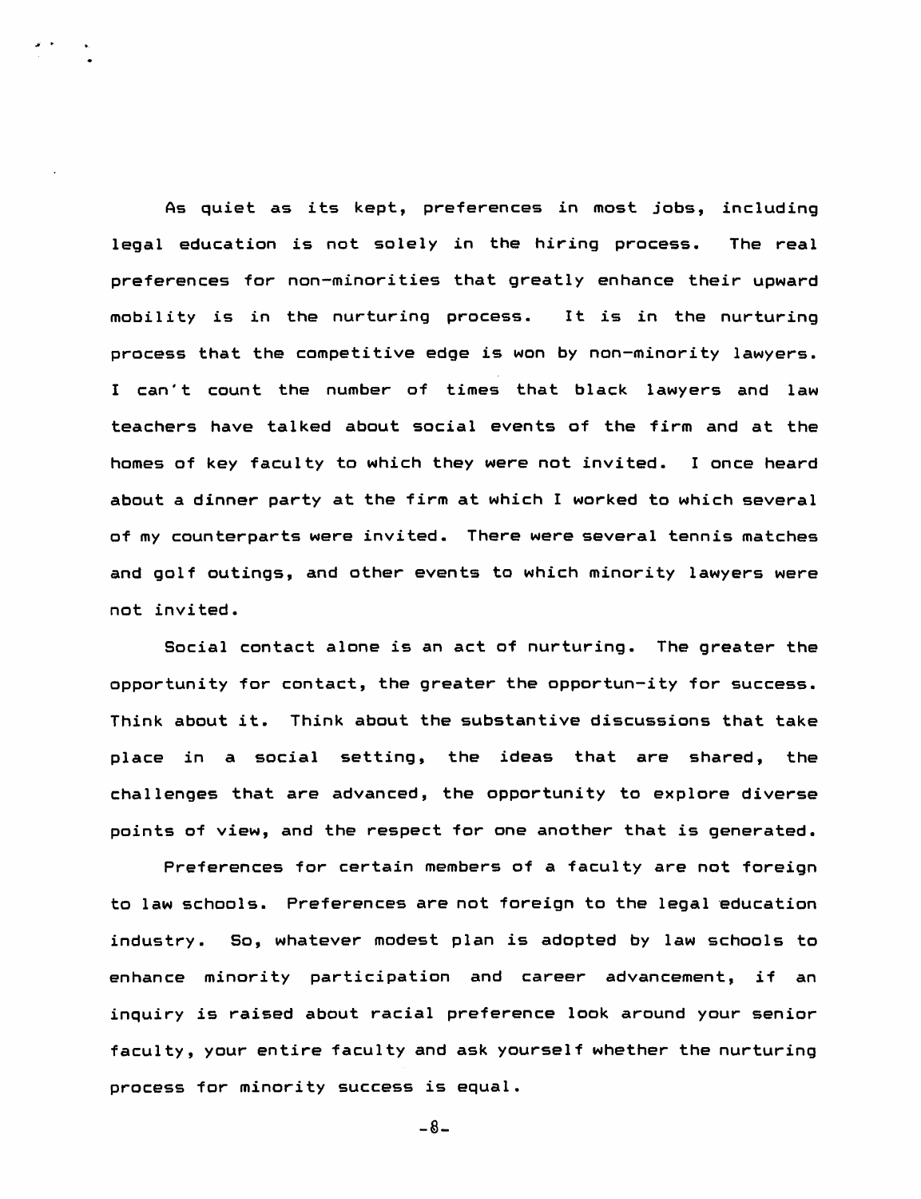As quiet as its kept, preferences in most jobs, including legal education is not solely in the hiring process. The real preferences for non-minorities that greatly enhance their upward mobility is in the nurturing process. It is in the nurturing process that the competitive edge is won by non-minority lawyers. I can't count the number of times that black lawyers and law teachers have talked about social events of the firm and at the homes of key faculty to which they were not invited. I once heard about a dinner party at the firm at which I worked to which several of my counterparts were invited. There were several tennis matches and golf outings, and other events to which minority lawyers were not invited.

Social contact alone is an act of nurturing. The greater the opportunity for contact, the greater the opportun-ity for success. Think about it. Think about the substantive discussions that take place in a social setting, the ideas that are shared, the challenges that are advanced, the opportunity to explore diverse points of view, and the respect for one another that is generated.

Preferences for certain members of a faculty are not foreign to law schools. Preferences are not foreign to the legal education industry. So, whatever modest plan is adopted by law schools to enhance minority participation and career advancement, if an inquiry is raised about racial preference look around your senior faculty, your entire faculty and ask yourself whether the nurturing process for minority success is equal.